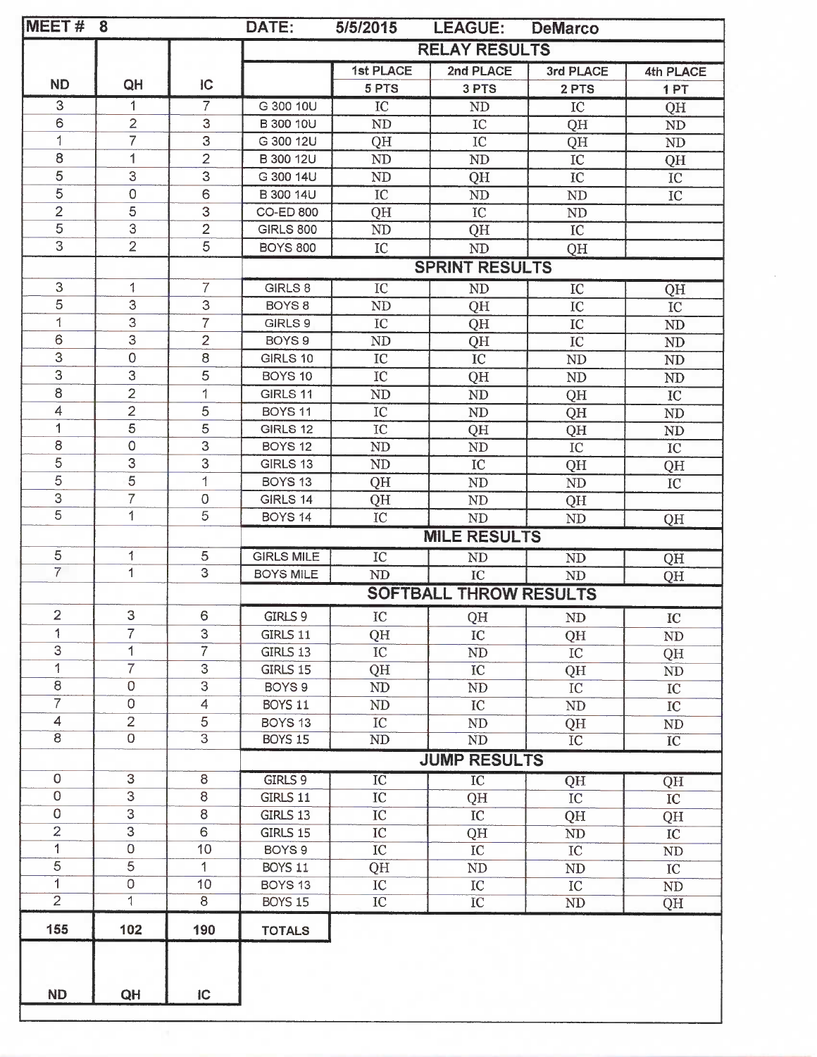| MEET # 8 | | | DATE: 5/5/2015 | LEAGUE: DeMarco | | | |
|---|---|---|---|---|---|---|---|
| | | | **RELAY RESULTS** | | | | |
| | | | | 1st PLACE | 2nd PLACE | 3rd PLACE | 4th PLACE |
| ND | QH | IC | | 5 PTS | 3 PTS | 2 PTS | 1 PT |
| 3 | 1 | 7 | G 300 10U | IC | ND | IC | QH |
| 6 | 2 | 3 | B 300 10U | ND | IC | QH | ND |
| 1 | 7 | 3 | G 300 12U | QH | IC | QH | ND |
| 8 | 1 | 2 | B 300 12U | ND | ND | IC | QH |
| 5 | 3 | 3 | G 300 14U | ND | QH | IC | IC |
| 5 | 0 | 6 | B 300 14U | IC | ND | ND | IC |
| 2 | 5 | 3 | CO-ED 800 | QH | IC | ND | |
| 5 | 3 | 2 | GIRLS 800 | ND | QH | IC | |
| 3 | 2 | 5 | BOYS 800 | IC | ND | QH | |
| | | | **SPRINT RESULTS** | | | | |
| 3 | 1 | 7 | GIRLS 8 | IC | ND | IC | QH |
| 5 | 3 | 3 | BOYS 8 | ND | QH | IC | IC |
| 1 | 3 | 7 | GIRLS 9 | IC | QH | IC | ND |
| 6 | 3 | 2 | BOYS 9 | ND | QH | IC | ND |
| 3 | 0 | 8 | GIRLS 10 | IC | IC | ND | ND |
| 3 | 3 | 5 | BOYS 10 | IC | QH | ND | ND |
| 8 | 2 | 1 | GIRLS 11 | ND | ND | QH | IC |
| 4 | 2 | 5 | BOYS 11 | IC | ND | QH | ND |
| 1 | 5 | 5 | GIRLS 12 | IC | QH | QH | ND |
| 8 | 0 | 3 | BOYS 12 | ND | ND | IC | IC |
| 5 | 3 | 3 | GIRLS 13 | ND | IC | QH | QH |
| 5 | 5 | 1 | BOYS 13 | QH | ND | ND | IC |
| 3 | 7 | 0 | GIRLS 14 | QH | ND | QH | |
| 5 | 1 | 5 | BOYS 14 | IC | ND | ND | QH |
| | | | **MILE RESULTS** | | | | |
| 5 | 1 | 5 | GIRLS MILE | IC | ND | ND | QH |
| 7 | 1 | 3 | BOYS MILE | ND | IC | ND | QH |
| | | | **SOFTBALL THROW RESULTS** | | | | |
| 2 | 3 | 6 | GIRLS 9 | IC | QH | ND | IC |
| 1 | 7 | 3 | GIRLS 11 | QH | IC | QH | ND |
| 3 | 1 | 7 | GIRLS 13 | IC | ND | IC | QH |
| 1 | 7 | 3 | GIRLS 15 | QH | IC | QH | ND |
| 8 | 0 | 3 | BOYS 9 | ND | ND | IC | IC |
| 7 | 0 | 4 | BOYS 11 | ND | IC | ND | IC |
| 4 | 2 | 5 | BOYS 13 | IC | ND | QH | ND |
| 8 | 0 | 3 | BOYS 15 | ND | ND | IC | IC |
| | | | **JUMP RESULTS** | | | | |
| 0 | 3 | 8 | GIRLS 9 | IC | IC | QH | QH |
| 0 | 3 | 8 | GIRLS 11 | IC | QH | IC | IC |
| 0 | 3 | 8 | GIRLS 13 | IC | IC | QH | QH |
| 2 | 3 | 6 | GIRLS 15 | IC | QH | ND | IC |
| 1 | 0 | 10 | BOYS 9 | IC | IC | IC | ND |
| 5 | 5 | 1 | BOYS 11 | QH | ND | ND | IC |
| 1 | 0 | 10 | BOYS 13 | IC | IC | IC | ND |
| 2 | 1 | 8 | BOYS 15 | IC | IC | ND | QH |
| **155** | **102** | **190** | **TOTALS** | | | | |
| | | | | | | | |
| ND | QH | IC | | | | | |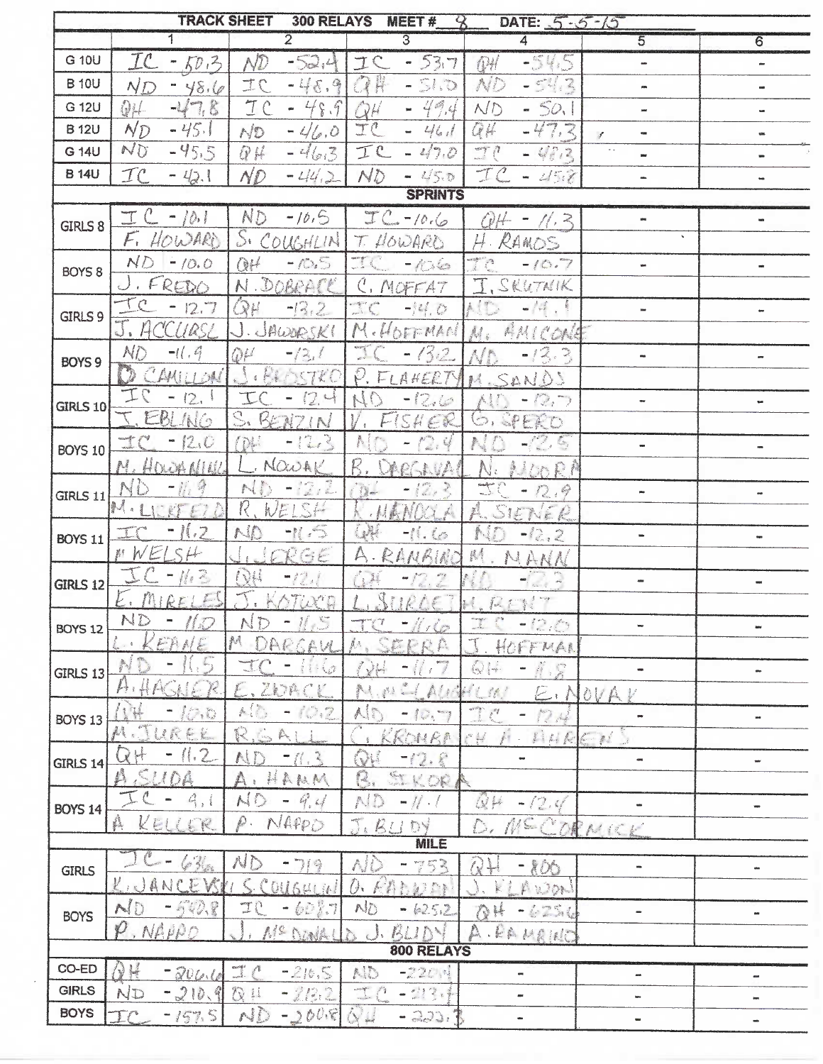# TRACK SHEET 300 RELAYS MEET # 8 DATE: 5-5-15

| | 1 | 2 | 3 | 4 | 5 | 6 |
|---|---|---|---|---|---|---|
| G 10U | IC - 50.3 | ND - 52.4 | IC - 53.7 | QH - 54.5 | - | - |
| B 10U | ND - 48.6 | IC - 48.9 | QH - 51.0 | ND - 54.3 | - | - |
| G 12U | QH - 47.8 | IC - 48.9 | QH - 49.4 | ND - 50.1 | - | - |
| B 12U | ND - 45.1 | ND - 46.0 | IC - 46.1 | QH - 47.3 | - | - |
| G 14U | ND - 45.5 | QH - 46.3 | IC - 47.0 | IC - 48.3 | - | - |
| B 14U | IC - 42.1 | ND - 44.2 | ND - 45.0 | IC - 45.8 | - | - |
| **SPRINTS** | | | | | | |
| GIRLS 8 | IC - 10.1 F. HOWARD | ND - 10.5 S. COUGHLIN | IC - 10.6 T. HOWARD | QH - 11.3 H. RAMOS | - | - |
| BOYS 8 | ND - 10.0 J. FREDO | QH - 10.5 N. DOBRACK | IC - 10.6 C. MOFFAT | IC - 10.7 I. SKUTNIK | - | - |
| GIRLS 9 | IC - 12.7 J. ACCURSI | QH - 13.2 J. JAWORSKI | IC - 14.0 M. HOFFMAN | ND - 14.1 M. AMICONE | - | - |
| BOYS 9 | ND - 11.9 D. CAMILLONI | QH - 13.1 J. BROSTKO | IC - 13.2 P. FLAHERTY | ND - 13.3 M. SANDS | - | - |
| GIRLS 10 | IC - 12.1 J. EBLING | IC - 12.4 S. BENZIN | ND - 12.6 V. FISHER | ND - 12.7 G. SPERO | - | - |
| BOYS 10 | IC - 12.0 M. HOWANIEC | QH - 12.3 L. NOWAK | ND - 12.4 B. DARGAVAL | ND - 12.5 N. MOORA | - | - |
| GIRLS 11 | ND - 11.9 M. LICKFELD | ND - 12.2 R. WELSH | QH - 12.3 R. MANOLA | IC - 12.9 A. SIENER | - | - |
| BOYS 11 | IC - 11.2 M WELSH | ND - 11.5 J. JORGE | QH - 11.6 A. RAMBINO | ND - 12.2 M. MANN | - | - |
| GIRLS 12 | IC - 11.3 E. MIRELES | QH - 12.1 J. KOTULA | QH - 12.2 L. SURDEJ | ND - 12.3 H. BENT | - | - |
| BOYS 12 | ND - 11.0 L. KEANE | ND - 11.5 M. DARGAVAL | IC - 11.6 M. SERRA | IC - 12.0 J. HOFFMAN | - | - |
| GIRLS 13 | ND - 11.5 A. HAGNER | IC - 11.6 E. ZWACK | QH - 11.7 M. McLAUGHLIN | QH - 11.8 E. NOVAK | - | - |
| BOYS 13 | QH - 10.0 M. JUREK | ND - 10.2 R. GALL | ND - 10.7 C. KROMBACH | IC - 12.4 A. AHRENS | - | - |
| GIRLS 14 | QH - 11.2 A. SUDA | ND - 11.3 A. HAMM | QH - 12.8 B. SIKORA | - | - | - |
| BOYS 14 | IC - 9.1 A. KELLER | ND - 9.4 P. NAPPO | ND - 11.1 J. BUDY | QH - 12.4 D. McCORMICK | - | - |
| **MILE** | | | | | | |
| GIRLS | IC - 636 K. JANCEVSKI | ND - 719 S. COUGHLIN | ND - 753 O. RANDON | QH - 800 J. KLAWON | - | - |
| BOYS | ND - 540.8 P. NAPPO | IC - 608.7 J. McDONALD | ND - 625.2 J. BUDY | QH - 625.6 A. RAMBINO | - | - |
| **800 RELAYS** | | | | | | |
| CO-ED | QH - 206.6 | IC - 210.5 | ND - 220.4 | - | - | - |
| GIRLS | ND - 210.9 | QH - 212.2 | IC - 213.4 | - | - | - |
| BOYS | IC - 157.5 | ND - 200.8 | QH - 222.3 | - | - | - |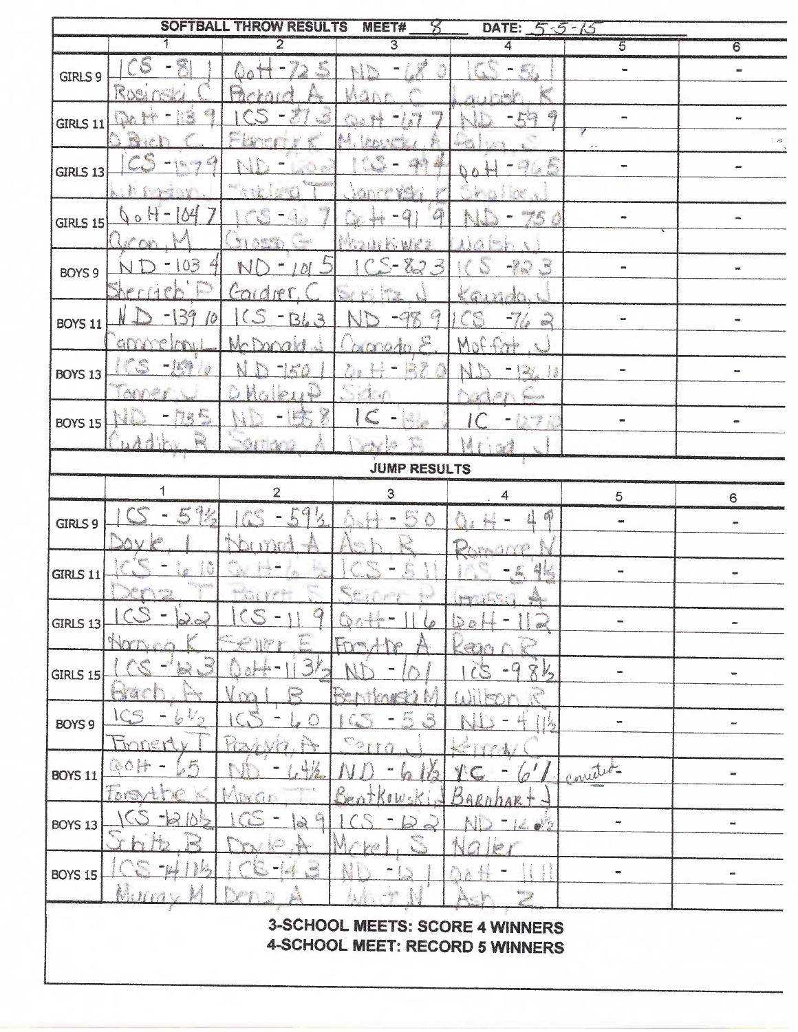## SOFTBALL THROW RESULTS MEET# 8 DATE: 5-5-15

| | 1 | 2 | 3 | 4 | 5 | 6 |
|---|---|---|---|---|---|---|
| GIRLS 9 | ICS - 81 1 Rosinski C | QoH - 72 5 Packard A | ND - 68 0 Mann C | ICS - 56 1 Lawson K | - | - |
| GIRLS 11 | QoH - 113 9 O'Brien C | ICS - 87 3 Flanerty K | QoH - 67 7 Milewski A | ND - 59 9 Galyn S | - | - |
| GIRLS 13 | ICS - 157 9 Winnan J | ND - 100 | ICS - 99 4 Janczewski K | QoH - 96 5 Shalke J | - | - |
| GIRLS 15 | QoH - 104 7 Curran M | ICS - 96 7 Grosso G | QoH - 91 9 Mourkiwez | ND - 75 0 Walsh J | - | - |
| BOYS 9 | ND - 103 4 Sherrick P | ND - 101 5 Gardner C | ICS - 82 3 Smiltz J | ICS - 82 3 Kaszuda J | - | - |
| BOYS 11 | ND - 139 10 Cammeleri | ICS - 136 3 McDonald J | ND - 98 9 Coronado E | ICS - 76 2 Moffat J | - | - |
| BOYS 13 | ICS - 159 10 Tanner J | ND - 150 1 O'Malley P | QoH - 138 0 Sidon | ND - 136 10 Naden G | - | - |
| BOYS 15 | ND - 185 Cuddihy R | ND - 158 Somma A | IC - 16 Doyle B | IC - 127 10 Mried J | - | - |

## JUMP RESULTS

| | 1 | 2 | 3 | 4 | 5 | 6 |
|---|---|---|---|---|---|---|
| GIRLS 9 | ICS - 5 9½ Doyle I | ICS - 5 9½ Nomad A | QoH - 5 0 Ash R | QoH - 4 9 Romano N | - | - |
| GIRLS 11 | ICS - 6 10 Denz T | QoH - 6 ½ Pavrett S | ICS - 5 11 Seiner P | ICS - 5 4½ Impesa A | - | - |
| GIRLS 13 | ICS - 12 2 Norning K | ICS - 11 9 Seiner E | QoH - 11 6 Forsythe A | QoH - 11 2 Regan R | - | - |
| GIRLS 15 | ICS - 12 3 Beach A | QoH - 11 3½ Vogl B | ND - 10 1 Bentkowski M | ICS - 9 8½ Wilson R | - | - |
| BOYS 9 | ICS - 6 ½ Finnerty T | ICS - 6 0 Pavlyk A | ICS - 5 3 Serra J | ND - 4 11½ Kenney C | - | - |
| BOYS 11 | QoH - 6 5 Forsythe K | ND - 6 4½ Moran T | ND - 6 1½ Bentkowski | IC - 6 1 Barnhart J | counted | - |
| BOYS 13 | ICS - 12 10½ Schitz B | ICS - 12 9 Doyle A | ICS - 12 2 Merkel S | ND - 12 ½ Naler | - | - |
| BOYS 15 | ICS - 14 1½ Murray M | ICS - 14 3 Denz A | ND - 12 1 Witt N | QoH - 11 11 Ash Z | - | - |

**3-SCHOOL MEETS: SCORE 4 WINNERS**
**4-SCHOOL MEET: RECORD 5 WINNERS**